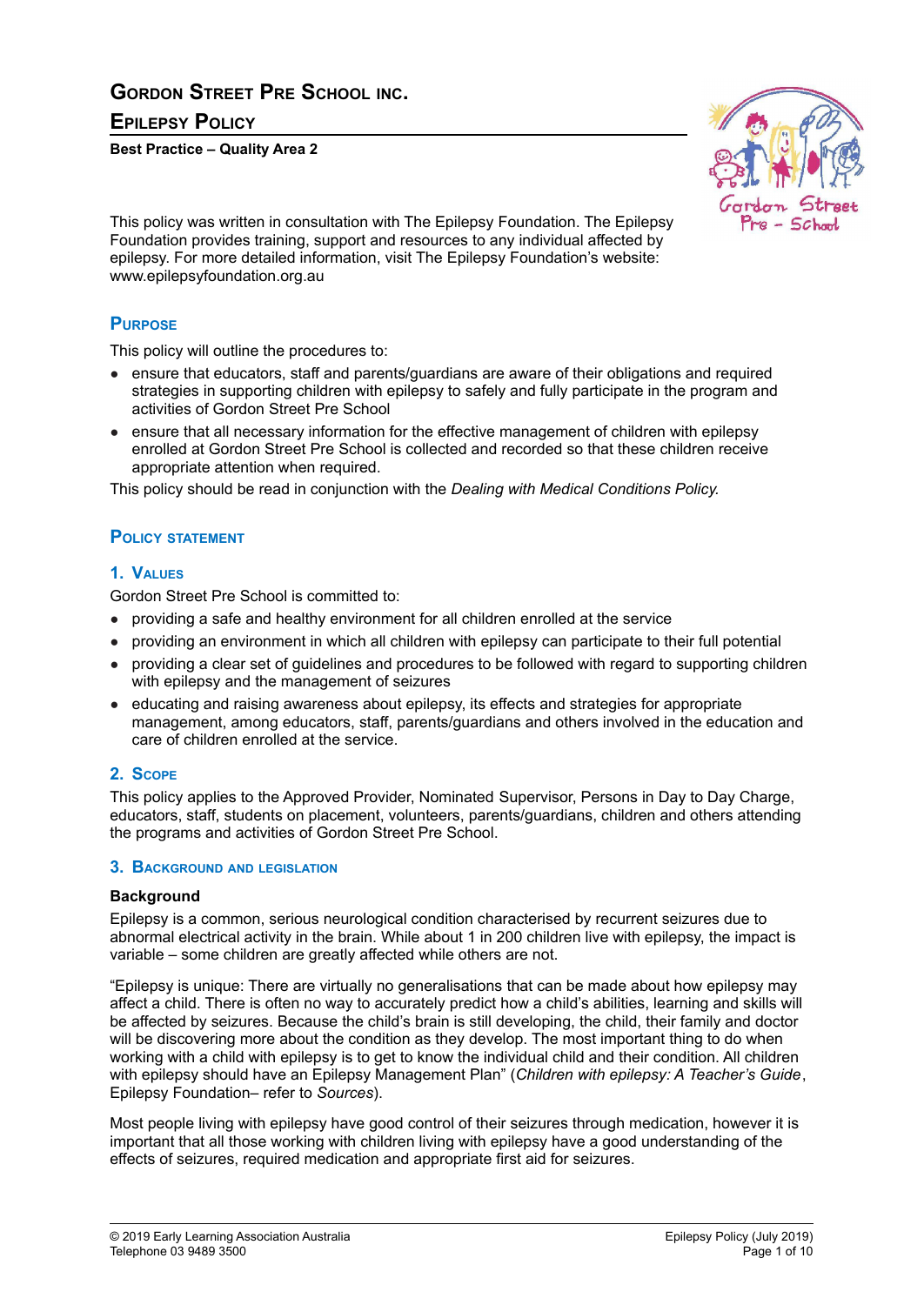# Gordon Street Pre School Inc.

## Epilepsy Policy

**Best Practice – Quality Area 2**

This policy was written in consultation with The Epilepsy Foundation. The Epilepsy Foundation provides training, support and resources to any individual affected by epilepsy. For more detailed information, visit The Epilepsy Foundation's website: www.epilepsyfoundation.org.au

## Purpose

This policy will outline the procedures to:

- ensure that educators, staff and parents/guardians are aware of their obligations and required strategies in supporting children with epilepsy to safely and fully participate in the program and activities of Gordon Street Pre School
- ensure that all necessary information for the effective management of children with epilepsy enrolled at Gordon Street Pre School is collected and recorded so that these children receive appropriate attention when required.

This policy should be read in conjunction with the *Dealing with Medical Conditions Policy.*

## Policy statement

### 1. Values

Gordon Street Pre School is committed to:

- providing a safe and healthy environment for all children enrolled at the service
- providing an environment in which all children with epilepsy can participate to their full potential
- providing a clear set of guidelines and procedures to be followed with regard to supporting children with epilepsy and the management of seizures
- educating and raising awareness about epilepsy, its effects and strategies for appropriate management, among educators, staff, parents/guardians and others involved in the education and care of children enrolled at the service.

### 2. Scope

This policy applies to the Approved Provider, Nominated Supervisor, Persons in Day to Day Charge, educators, staff, students on placement, volunteers, parents/guardians, children and others attending the programs and activities of Gordon Street Pre School.

### 3. Background and legislation

**Background**

Epilepsy is a common, serious neurological condition characterised by recurrent seizures due to abnormal electrical activity in the brain. While about 1 in 200 children live with epilepsy, the impact is variable – some children are greatly affected while others are not.

"Epilepsy is unique: There are virtually no generalisations that can be made about how epilepsy may affect a child. There is often no way to accurately predict how a child's abilities, learning and skills will be affected by seizures. Because the child's brain is still developing, the child, their family and doctor will be discovering more about the condition as they develop. The most important thing to do when working with a child with epilepsy is to get to know the individual child and their condition. All children with epilepsy should have an Epilepsy Management Plan" (*Children with epilepsy: A Teacher's Guide*, Epilepsy Foundation– refer to *Sources*).

Most people living with epilepsy have good control of their seizures through medication, however it is important that all those working with children living with epilepsy have a good understanding of the effects of seizures, required medication and appropriate first aid for seizures.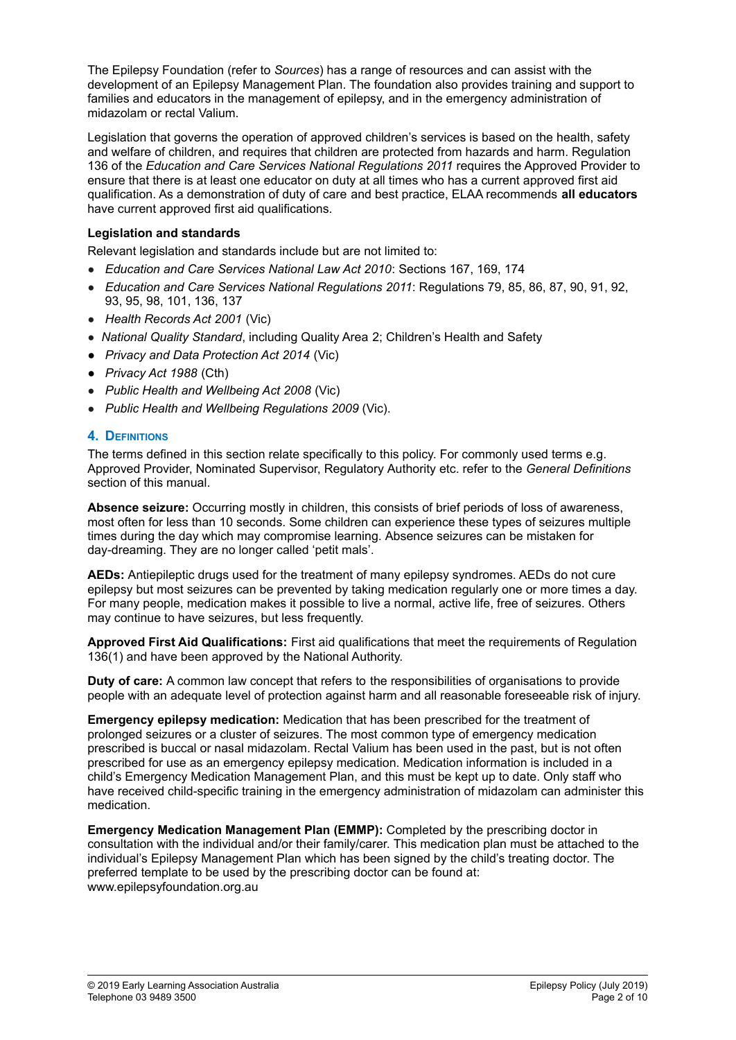The Epilepsy Foundation (refer to *Sources*) has a range of resources and can assist with the development of an Epilepsy Management Plan. The foundation also provides training and support to families and educators in the management of epilepsy, and in the emergency administration of midazolam or rectal Valium.

Legislation that governs the operation of approved children's services is based on the health, safety and welfare of children, and requires that children are protected from hazards and harm. Regulation 136 of the *Education and Care Services National Regulations 2011* requires the Approved Provider to ensure that there is at least one educator on duty at all times who has a current approved first aid qualification. As a demonstration of duty of care and best practice, ELAA recommends **all educators** have current approved first aid qualifications.

**Legislation and standards**

Relevant legislation and standards include but are not limited to:

- *Education and Care Services National Law Act 2010*: Sections 167, 169, 174
- *Education and Care Services National Regulations 2011*: Regulations 79, 85, 86, 87, 90, 91, 92, 93, 95, 98, 101, 136, 137
- *Health Records Act 2001* (Vic)
- *National Quality Standard*, including Quality Area 2; Children's Health and Safety
- *Privacy and Data Protection Act 2014* (Vic)
- *Privacy Act 1988* (Cth)
- *Public Health and Wellbeing Act 2008* (Vic)
- *Public Health and Wellbeing Regulations 2009* (Vic).

## 4. Definitions

The terms defined in this section relate specifically to this policy. For commonly used terms e.g. Approved Provider, Nominated Supervisor, Regulatory Authority etc. refer to the *General Definitions* section of this manual.

**Absence seizure:** Occurring mostly in children, this consists of brief periods of loss of awareness, most often for less than 10 seconds. Some children can experience these types of seizures multiple times during the day which may compromise learning. Absence seizures can be mistaken for day-dreaming. They are no longer called 'petit mals'.

**AEDs:** Antiepileptic drugs used for the treatment of many epilepsy syndromes. AEDs do not cure epilepsy but most seizures can be prevented by taking medication regularly one or more times a day. For many people, medication makes it possible to live a normal, active life, free of seizures. Others may continue to have seizures, but less frequently.

**Approved First Aid Qualifications:** First aid qualifications that meet the requirements of Regulation 136(1) and have been approved by the National Authority.

**Duty of care:** A common law concept that refers to the responsibilities of organisations to provide people with an adequate level of protection against harm and all reasonable foreseeable risk of injury.

**Emergency epilepsy medication:** Medication that has been prescribed for the treatment of prolonged seizures or a cluster of seizures. The most common type of emergency medication prescribed is buccal or nasal midazolam. Rectal Valium has been used in the past, but is not often prescribed for use as an emergency epilepsy medication. Medication information is included in a child's Emergency Medication Management Plan, and this must be kept up to date. Only staff who have received child-specific training in the emergency administration of midazolam can administer this medication.

**Emergency Medication Management Plan (EMMP):** Completed by the prescribing doctor in consultation with the individual and/or their family/carer. This medication plan must be attached to the individual's Epilepsy Management Plan which has been signed by the child's treating doctor. The preferred template to be used by the prescribing doctor can be found at: www.epilepsyfoundation.org.au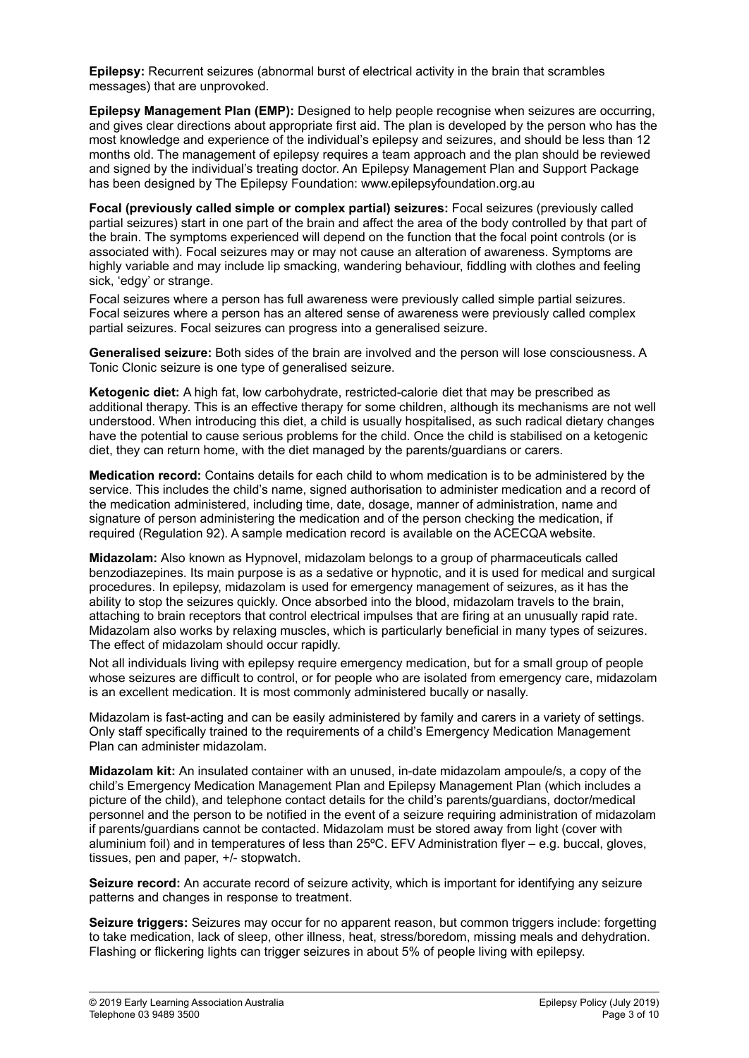**Epilepsy:** Recurrent seizures (abnormal burst of electrical activity in the brain that scrambles messages) that are unprovoked.

**Epilepsy Management Plan (EMP):** Designed to help people recognise when seizures are occurring, and gives clear directions about appropriate first aid. The plan is developed by the person who has the most knowledge and experience of the individual's epilepsy and seizures, and should be less than 12 months old. The management of epilepsy requires a team approach and the plan should be reviewed and signed by the individual's treating doctor. An Epilepsy Management Plan and Support Package has been designed by The Epilepsy Foundation: www.epilepsyfoundation.org.au

**Focal (previously called simple or complex partial) seizures:** Focal seizures (previously called partial seizures) start in one part of the brain and affect the area of the body controlled by that part of the brain. The symptoms experienced will depend on the function that the focal point controls (or is associated with). Focal seizures may or may not cause an alteration of awareness. Symptoms are highly variable and may include lip smacking, wandering behaviour, fiddling with clothes and feeling sick, 'edgy' or strange.

Focal seizures where a person has full awareness were previously called simple partial seizures. Focal seizures where a person has an altered sense of awareness were previously called complex partial seizures. Focal seizures can progress into a generalised seizure.

**Generalised seizure:** Both sides of the brain are involved and the person will lose consciousness. A Tonic Clonic seizure is one type of generalised seizure.

**Ketogenic diet:** A high fat, low carbohydrate, restricted-calorie diet that may be prescribed as additional therapy. This is an effective therapy for some children, although its mechanisms are not well understood. When introducing this diet, a child is usually hospitalised, as such radical dietary changes have the potential to cause serious problems for the child. Once the child is stabilised on a ketogenic diet, they can return home, with the diet managed by the parents/guardians or carers.

**Medication record:** Contains details for each child to whom medication is to be administered by the service. This includes the child's name, signed authorisation to administer medication and a record of the medication administered, including time, date, dosage, manner of administration, name and signature of person administering the medication and of the person checking the medication, if required (Regulation 92). A sample medication record is available on the ACECQA website.

**Midazolam:** Also known as Hypnovel, midazolam belongs to a group of pharmaceuticals called benzodiazepines. Its main purpose is as a sedative or hypnotic, and it is used for medical and surgical procedures. In epilepsy, midazolam is used for emergency management of seizures, as it has the ability to stop the seizures quickly. Once absorbed into the blood, midazolam travels to the brain, attaching to brain receptors that control electrical impulses that are firing at an unusually rapid rate. Midazolam also works by relaxing muscles, which is particularly beneficial in many types of seizures. The effect of midazolam should occur rapidly.

Not all individuals living with epilepsy require emergency medication, but for a small group of people whose seizures are difficult to control, or for people who are isolated from emergency care, midazolam is an excellent medication. It is most commonly administered bucally or nasally.

Midazolam is fast-acting and can be easily administered by family and carers in a variety of settings. Only staff specifically trained to the requirements of a child's Emergency Medication Management Plan can administer midazolam.

**Midazolam kit:** An insulated container with an unused, in-date midazolam ampoule/s, a copy of the child's Emergency Medication Management Plan and Epilepsy Management Plan (which includes a picture of the child), and telephone contact details for the child's parents/guardians, doctor/medical personnel and the person to be notified in the event of a seizure requiring administration of midazolam if parents/guardians cannot be contacted. Midazolam must be stored away from light (cover with aluminium foil) and in temperatures of less than 25ºC. EFV Administration flyer – e.g. buccal, gloves, tissues, pen and paper, +/- stopwatch.

**Seizure record:** An accurate record of seizure activity, which is important for identifying any seizure patterns and changes in response to treatment.

**Seizure triggers:** Seizures may occur for no apparent reason, but common triggers include: forgetting to take medication, lack of sleep, other illness, heat, stress/boredom, missing meals and dehydration. Flashing or flickering lights can trigger seizures in about 5% of people living with epilepsy.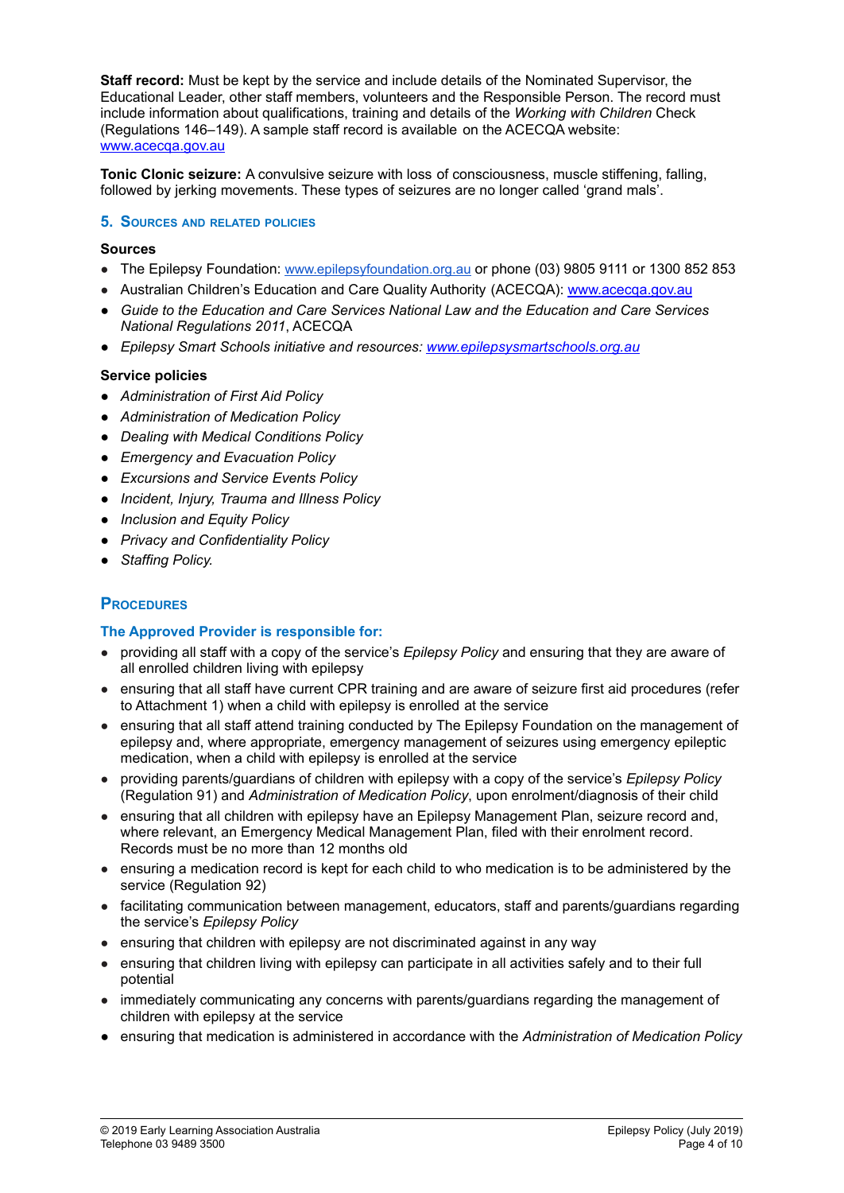**Staff record:** Must be kept by the service and include details of the Nominated Supervisor, the Educational Leader, other staff members, volunteers and the Responsible Person. The record must include information about qualifications, training and details of the *Working with Children* Check (Regulations 146–149). A sample staff record is available on the ACECQA website: www.acecqa.gov.au

**Tonic Clonic seizure:** A convulsive seizure with loss of consciousness, muscle stiffening, falling, followed by jerking movements. These types of seizures are no longer called 'grand mals'.

## 5. Sources and related policies

### Sources

- The Epilepsy Foundation: www.epilepsyfoundation.org.au or phone (03) 9805 9111 or 1300 852 853
- Australian Children's Education and Care Quality Authority (ACECQA): www.acecqa.gov.au
- *Guide to the Education and Care Services National Law and the Education and Care Services National Regulations 2011*, ACECQA
- *Epilepsy Smart Schools initiative and resources: www.epilepsysmartschools.org.au*

### Service policies

- *Administration of First Aid Policy*
- *Administration of Medication Policy*
- *Dealing with Medical Conditions Policy*
- *Emergency and Evacuation Policy*
- *Excursions and Service Events Policy*
- *Incident, Injury, Trauma and Illness Policy*
- *Inclusion and Equity Policy*
- *Privacy and Confidentiality Policy*
- *Staffing Policy.*

## Procedures

### The Approved Provider is responsible for:

- providing all staff with a copy of the service's *Epilepsy Policy* and ensuring that they are aware of all enrolled children living with epilepsy
- ensuring that all staff have current CPR training and are aware of seizure first aid procedures (refer to Attachment 1) when a child with epilepsy is enrolled at the service
- ensuring that all staff attend training conducted by The Epilepsy Foundation on the management of epilepsy and, where appropriate, emergency management of seizures using emergency epileptic medication, when a child with epilepsy is enrolled at the service
- providing parents/guardians of children with epilepsy with a copy of the service's *Epilepsy Policy* (Regulation 91) and *Administration of Medication Policy*, upon enrolment/diagnosis of their child
- ensuring that all children with epilepsy have an Epilepsy Management Plan, seizure record and, where relevant, an Emergency Medical Management Plan, filed with their enrolment record. Records must be no more than 12 months old
- ensuring a medication record is kept for each child to who medication is to be administered by the service (Regulation 92)
- facilitating communication between management, educators, staff and parents/guardians regarding the service's *Epilepsy Policy*
- ensuring that children with epilepsy are not discriminated against in any way
- ensuring that children living with epilepsy can participate in all activities safely and to their full potential
- immediately communicating any concerns with parents/guardians regarding the management of children with epilepsy at the service
- ensuring that medication is administered in accordance with the *Administration of Medication Policy*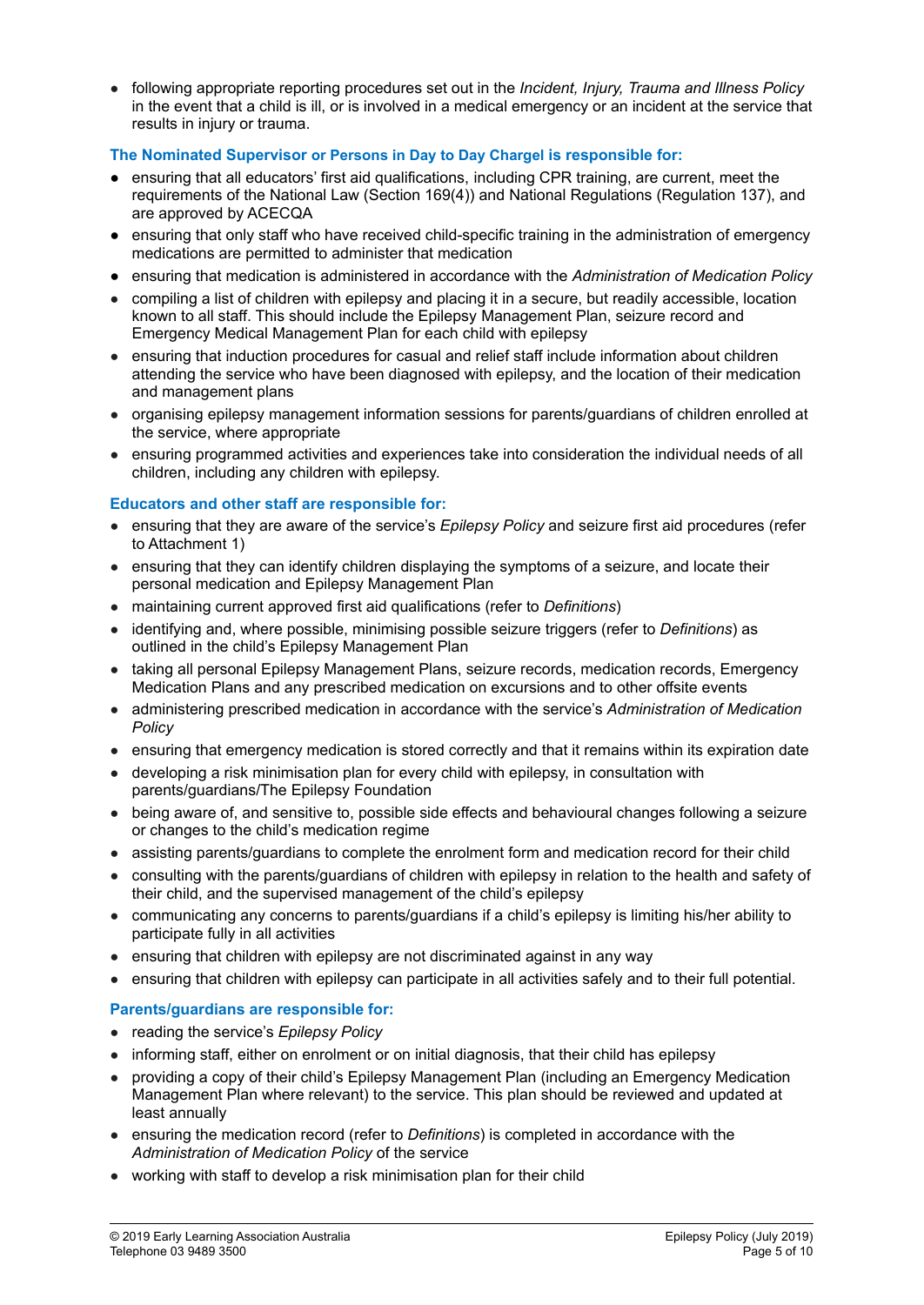- following appropriate reporting procedures set out in the *Incident, Injury, Trauma and Illness Policy* in the event that a child is ill, or is involved in a medical emergency or an incident at the service that results in injury or trauma.

### The Nominated Supervisor or Persons in Day to Day Chargel is responsible for:

- ensuring that all educators' first aid qualifications, including CPR training, are current, meet the requirements of the National Law (Section 169(4)) and National Regulations (Regulation 137), and are approved by ACECQA
- ensuring that only staff who have received child-specific training in the administration of emergency medications are permitted to administer that medication
- ensuring that medication is administered in accordance with the *Administration of Medication Policy*
- compiling a list of children with epilepsy and placing it in a secure, but readily accessible, location known to all staff. This should include the Epilepsy Management Plan, seizure record and Emergency Medical Management Plan for each child with epilepsy
- ensuring that induction procedures for casual and relief staff include information about children attending the service who have been diagnosed with epilepsy, and the location of their medication and management plans
- organising epilepsy management information sessions for parents/guardians of children enrolled at the service, where appropriate
- ensuring programmed activities and experiences take into consideration the individual needs of all children, including any children with epilepsy.

### Educators and other staff are responsible for:

- ensuring that they are aware of the service's *Epilepsy Policy* and seizure first aid procedures (refer to Attachment 1)
- ensuring that they can identify children displaying the symptoms of a seizure, and locate their personal medication and Epilepsy Management Plan
- maintaining current approved first aid qualifications (refer to *Definitions*)
- identifying and, where possible, minimising possible seizure triggers (refer to *Definitions*) as outlined in the child's Epilepsy Management Plan
- taking all personal Epilepsy Management Plans, seizure records, medication records, Emergency Medication Plans and any prescribed medication on excursions and to other offsite events
- administering prescribed medication in accordance with the service's *Administration of Medication Policy*
- ensuring that emergency medication is stored correctly and that it remains within its expiration date
- developing a risk minimisation plan for every child with epilepsy, in consultation with parents/guardians/The Epilepsy Foundation
- being aware of, and sensitive to, possible side effects and behavioural changes following a seizure or changes to the child's medication regime
- assisting parents/guardians to complete the enrolment form and medication record for their child
- consulting with the parents/guardians of children with epilepsy in relation to the health and safety of their child, and the supervised management of the child's epilepsy
- communicating any concerns to parents/guardians if a child's epilepsy is limiting his/her ability to participate fully in all activities
- ensuring that children with epilepsy are not discriminated against in any way
- ensuring that children with epilepsy can participate in all activities safely and to their full potential.

### Parents/guardians are responsible for:

- reading the service's *Epilepsy Policy*
- informing staff, either on enrolment or on initial diagnosis, that their child has epilepsy
- providing a copy of their child's Epilepsy Management Plan (including an Emergency Medication Management Plan where relevant) to the service. This plan should be reviewed and updated at least annually
- ensuring the medication record (refer to *Definitions*) is completed in accordance with the *Administration of Medication Policy* of the service
- working with staff to develop a risk minimisation plan for their child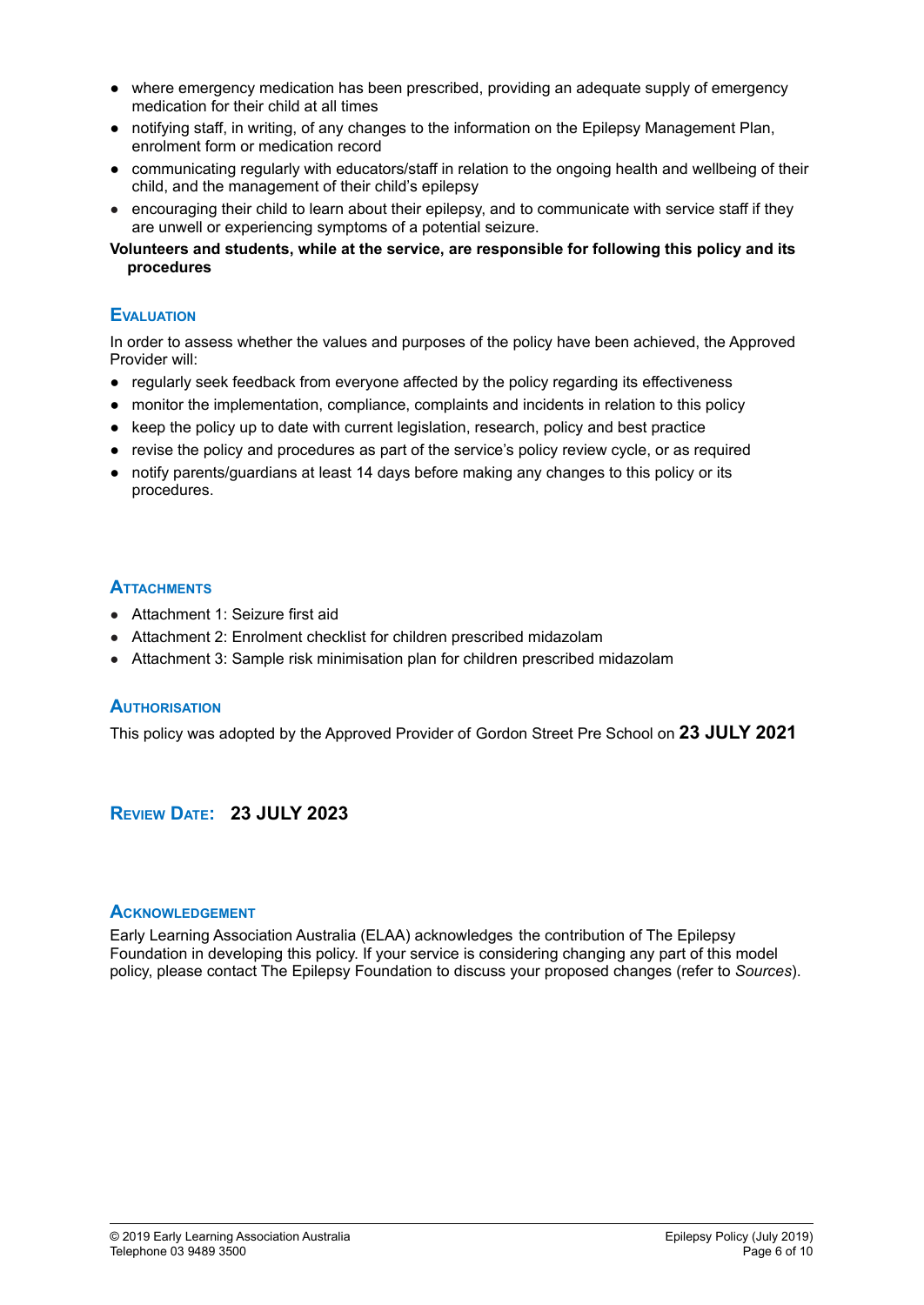- where emergency medication has been prescribed, providing an adequate supply of emergency medication for their child at all times
- notifying staff, in writing, of any changes to the information on the Epilepsy Management Plan, enrolment form or medication record
- communicating regularly with educators/staff in relation to the ongoing health and wellbeing of their child, and the management of their child's epilepsy
- encouraging their child to learn about their epilepsy, and to communicate with service staff if they are unwell or experiencing symptoms of a potential seizure.

**Volunteers and students, while at the service, are responsible for following this policy and its procedures**

## Evaluation

In order to assess whether the values and purposes of the policy have been achieved, the Approved Provider will:

- regularly seek feedback from everyone affected by the policy regarding its effectiveness
- monitor the implementation, compliance, complaints and incidents in relation to this policy
- keep the policy up to date with current legislation, research, policy and best practice
- revise the policy and procedures as part of the service's policy review cycle, or as required
- notify parents/guardians at least 14 days before making any changes to this policy or its procedures.

## Attachments

- Attachment 1: Seizure first aid
- Attachment 2: Enrolment checklist for children prescribed midazolam
- Attachment 3: Sample risk minimisation plan for children prescribed midazolam

## Authorisation

This policy was adopted by the Approved Provider of Gordon Street Pre School on **23 JULY 2021**

## Review Date: **23 JULY 2023**

## Acknowledgement

Early Learning Association Australia (ELAA) acknowledges the contribution of The Epilepsy Foundation in developing this policy. If your service is considering changing any part of this model policy, please contact The Epilepsy Foundation to discuss your proposed changes (refer to *Sources*).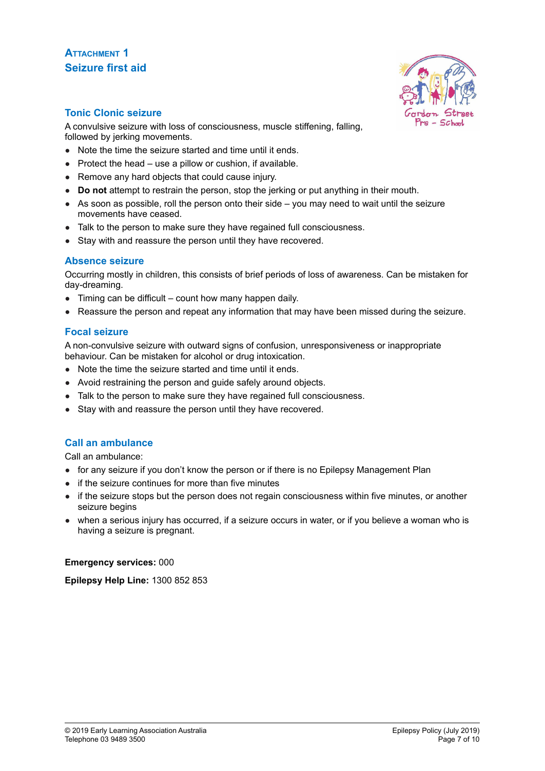## Attachment 1

## Seizure first aid

### Tonic Clonic seizure

A convulsive seizure with loss of consciousness, muscle stiffening, falling, followed by jerking movements.

- Note the time the seizure started and time until it ends.
- Protect the head – use a pillow or cushion, if available.
- Remove any hard objects that could cause injury.
- **Do not** attempt to restrain the person, stop the jerking or put anything in their mouth.
- As soon as possible, roll the person onto their side – you may need to wait until the seizure movements have ceased.
- Talk to the person to make sure they have regained full consciousness.
- Stay with and reassure the person until they have recovered.

### Absence seizure

Occurring mostly in children, this consists of brief periods of loss of awareness. Can be mistaken for day-dreaming.

- Timing can be difficult – count how many happen daily.
- Reassure the person and repeat any information that may have been missed during the seizure.

### Focal seizure

A non-convulsive seizure with outward signs of confusion, unresponsiveness or inappropriate behaviour. Can be mistaken for alcohol or drug intoxication.

- Note the time the seizure started and time until it ends.
- Avoid restraining the person and guide safely around objects.
- Talk to the person to make sure they have regained full consciousness.
- Stay with and reassure the person until they have recovered.

### Call an ambulance

Call an ambulance:

- for any seizure if you don't know the person or if there is no Epilepsy Management Plan
- if the seizure continues for more than five minutes
- if the seizure stops but the person does not regain consciousness within five minutes, or another seizure begins
- when a serious injury has occurred, if a seizure occurs in water, or if you believe a woman who is having a seizure is pregnant.

**Emergency services:** 000

**Epilepsy Help Line:** 1300 852 853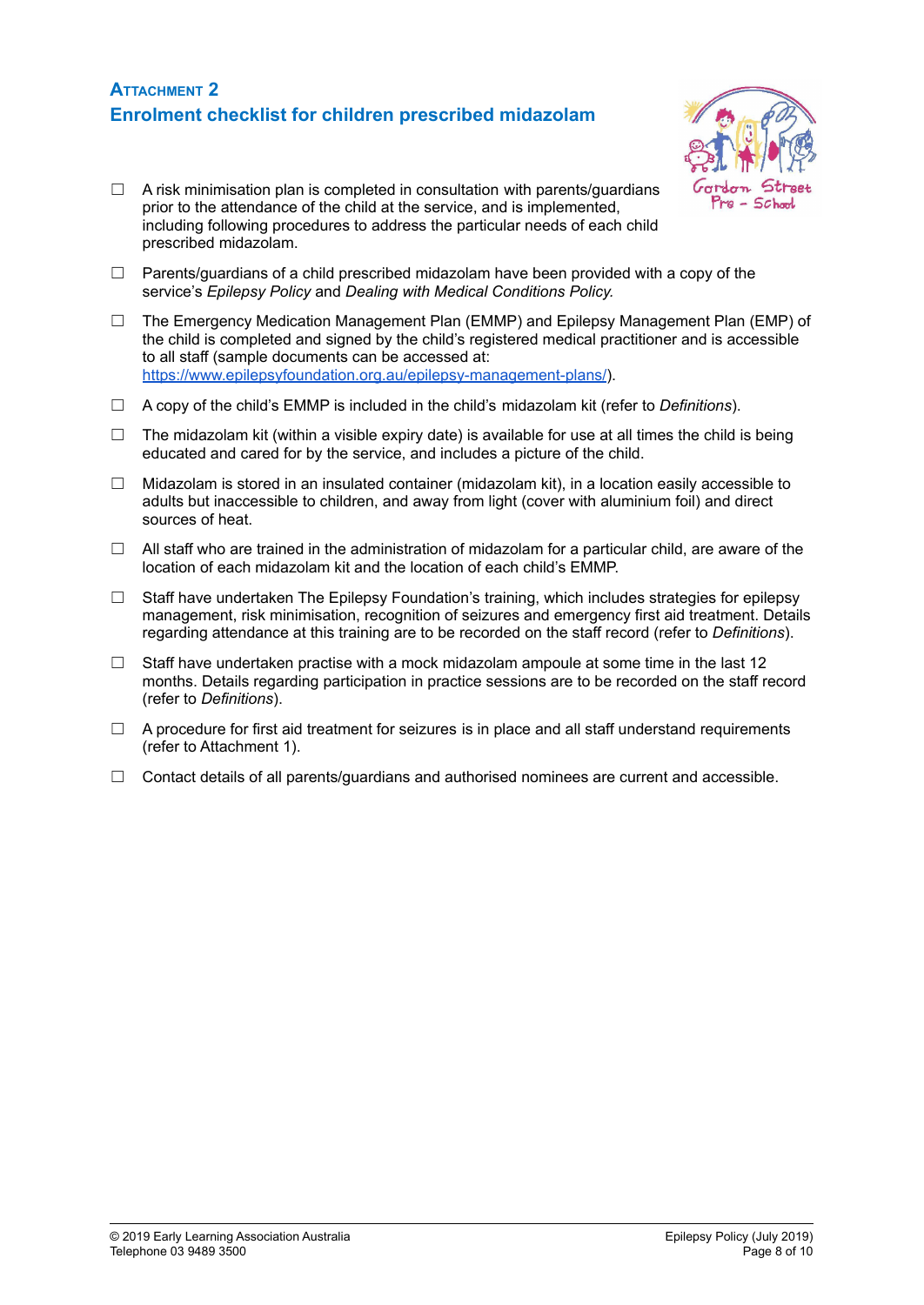## Attachment 2
## Enrolment checklist for children prescribed midazolam

- ☐ A risk minimisation plan is completed in consultation with parents/guardians prior to the attendance of the child at the service, and is implemented, including following procedures to address the particular needs of each child prescribed midazolam.
- ☐ Parents/guardians of a child prescribed midazolam have been provided with a copy of the service's *Epilepsy Policy* and *Dealing with Medical Conditions Policy.*
- ☐ The Emergency Medication Management Plan (EMMP) and Epilepsy Management Plan (EMP) of the child is completed and signed by the child's registered medical practitioner and is accessible to all staff (sample documents can be accessed at: [https://www.epilepsyfoundation.org.au/epilepsy-management-plans/](https://www.epilepsyfoundation.org.au/epilepsy-management-plans/)).
- ☐ A copy of the child's EMMP is included in the child's midazolam kit (refer to *Definitions*).
- ☐ The midazolam kit (within a visible expiry date) is available for use at all times the child is being educated and cared for by the service, and includes a picture of the child.
- ☐ Midazolam is stored in an insulated container (midazolam kit), in a location easily accessible to adults but inaccessible to children, and away from light (cover with aluminium foil) and direct sources of heat.
- ☐ All staff who are trained in the administration of midazolam for a particular child, are aware of the location of each midazolam kit and the location of each child's EMMP.
- ☐ Staff have undertaken The Epilepsy Foundation's training, which includes strategies for epilepsy management, risk minimisation, recognition of seizures and emergency first aid treatment. Details regarding attendance at this training are to be recorded on the staff record (refer to *Definitions*).
- ☐ Staff have undertaken practise with a mock midazolam ampoule at some time in the last 12 months. Details regarding participation in practice sessions are to be recorded on the staff record (refer to *Definitions*).
- ☐ A procedure for first aid treatment for seizures is in place and all staff understand requirements (refer to Attachment 1).
- ☐ Contact details of all parents/guardians and authorised nominees are current and accessible.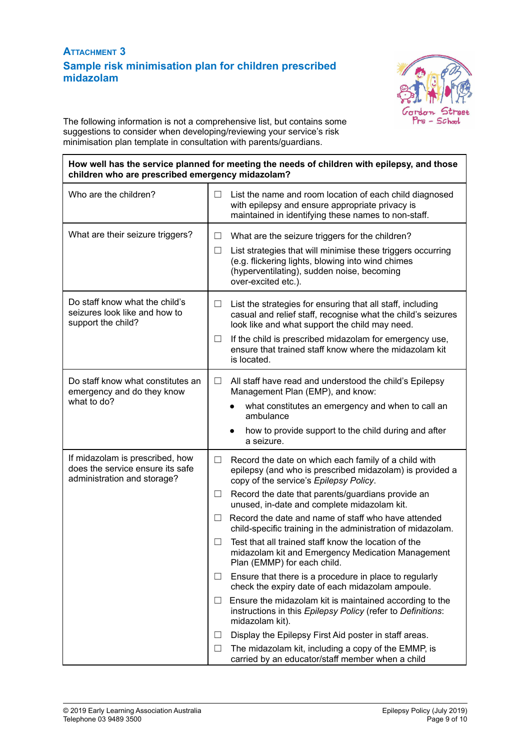## Attachment 3

## Sample risk minimisation plan for children prescribed midazolam

The following information is not a comprehensive list, but contains some suggestions to consider when developing/reviewing your service's risk minimisation plan template in consultation with parents/guardians.

| **How well has the service planned for meeting the needs of children with epilepsy, and those children who are prescribed emergency midazolam?** | |
|---|---|
| Who are the children? | ☐ List the name and room location of each child diagnosed with epilepsy and ensure appropriate privacy is maintained in identifying these names to non-staff. |
| What are their seizure triggers? | ☐ What are the seizure triggers for the children?<br>☐ List strategies that will minimise these triggers occurring (e.g. flickering lights, blowing into wind chimes (hyperventilating), sudden noise, becoming over-excited etc.). |
| Do staff know what the child's seizures look like and how to support the child? | ☐ List the strategies for ensuring that all staff, including casual and relief staff, recognise what the child's seizures look like and what support the child may need.<br>☐ If the child is prescribed midazolam for emergency use, ensure that trained staff know where the midazolam kit is located. |
| Do staff know what constitutes an emergency and do they know what to do? | ☐ All staff have read and understood the child's Epilepsy Management Plan (EMP), and know:<br>• what constitutes an emergency and when to call an ambulance<br>• how to provide support to the child during and after a seizure. |
| If midazolam is prescribed, how does the service ensure its safe administration and storage? | ☐ Record the date on which each family of a child with epilepsy (and who is prescribed midazolam) is provided a copy of the service's *Epilepsy Policy*.<br>☐ Record the date that parents/guardians provide an unused, in-date and complete midazolam kit.<br>☐ Record the date and name of staff who have attended child-specific training in the administration of midazolam.<br>☐ Test that all trained staff know the location of the midazolam kit and Emergency Medication Management Plan (EMMP) for each child.<br>☐ Ensure that there is a procedure in place to regularly check the expiry date of each midazolam ampoule.<br>☐ Ensure the midazolam kit is maintained according to the instructions in this *Epilepsy Policy* (refer to *Definitions*: midazolam kit).<br>☐ Display the Epilepsy First Aid poster in staff areas.<br>☐ The midazolam kit, including a copy of the EMMP, is carried by an educator/staff member when a child |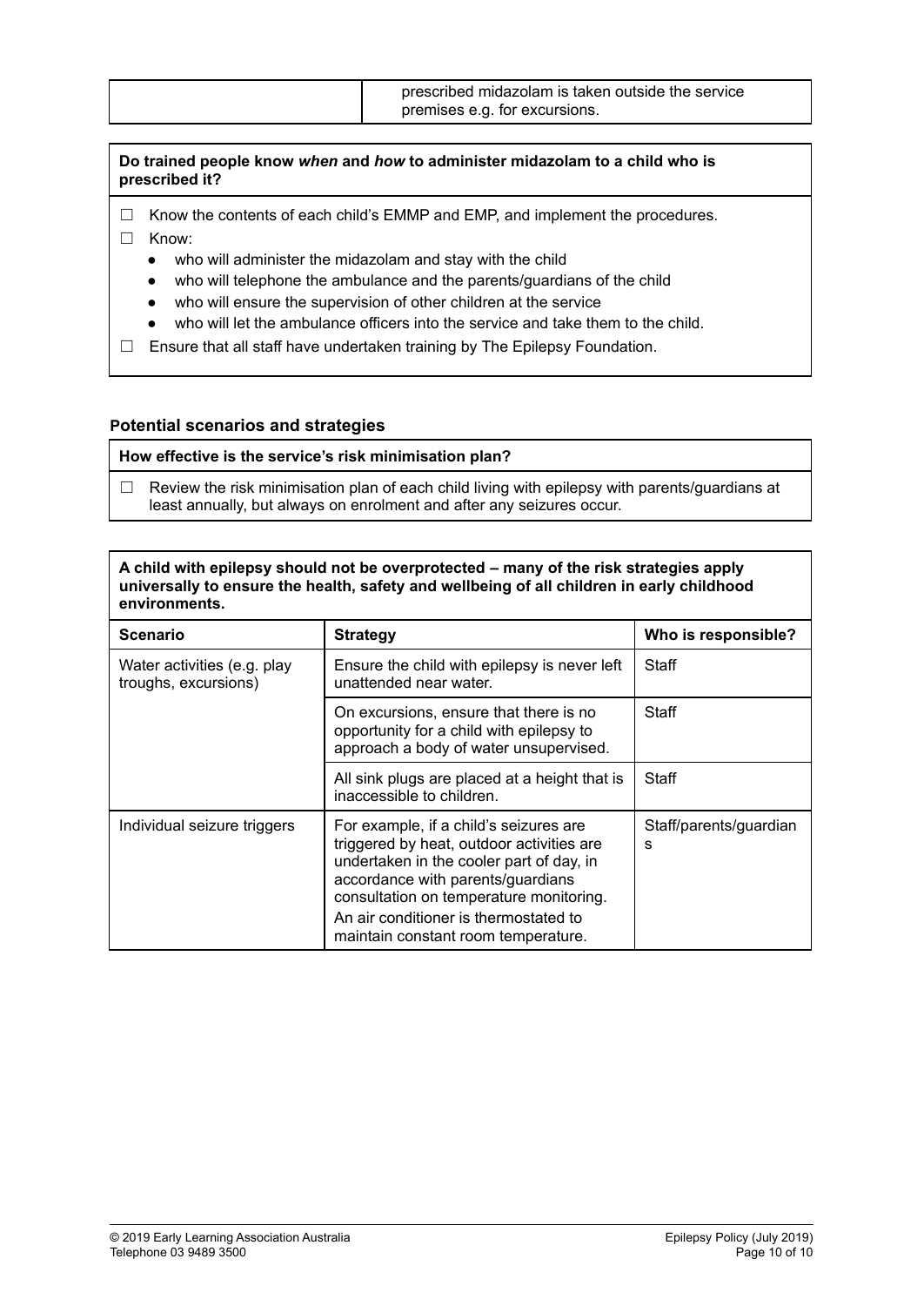| | |
|---|---|
| | prescribed midazolam is taken outside the service premises e.g. for excursions. |

| **Do trained people know *when* and *how* to administer midazolam to a child who is prescribed it?** |
|---|
| ☐ Know the contents of each child's EMMP and EMP, and implement the procedures.<br>☐ Know:<br>● who will administer the midazolam and stay with the child<br>● who will telephone the ambulance and the parents/guardians of the child<br>● who will ensure the supervision of other children at the service<br>● who will let the ambulance officers into the service and take them to the child.<br>☐ Ensure that all staff have undertaken training by The Epilepsy Foundation. |

### Potential scenarios and strategies

| **How effective is the service's risk minimisation plan?** |
|---|
| ☐ Review the risk minimisation plan of each child living with epilepsy with parents/guardians at least annually, but always on enrolment and after any seizures occur. |

**A child with epilepsy should not be overprotected – many of the risk strategies apply universally to ensure the health, safety and wellbeing of all children in early childhood environments.**

| **Scenario** | **Strategy** | **Who is responsible?** |
|---|---|---|
| Water activities (e.g. play troughs, excursions) | Ensure the child with epilepsy is never left unattended near water. | Staff |
| | On excursions, ensure that there is no opportunity for a child with epilepsy to approach a body of water unsupervised. | Staff |
| | All sink plugs are placed at a height that is inaccessible to children. | Staff |
| Individual seizure triggers | For example, if a child's seizures are triggered by heat, outdoor activities are undertaken in the cooler part of day, in accordance with parents/guardians consultation on temperature monitoring. An air conditioner is thermostated to maintain constant room temperature. | Staff/parents/guardians |

© 2019 Early Learning Association Australia
Telephone 03 9489 3500